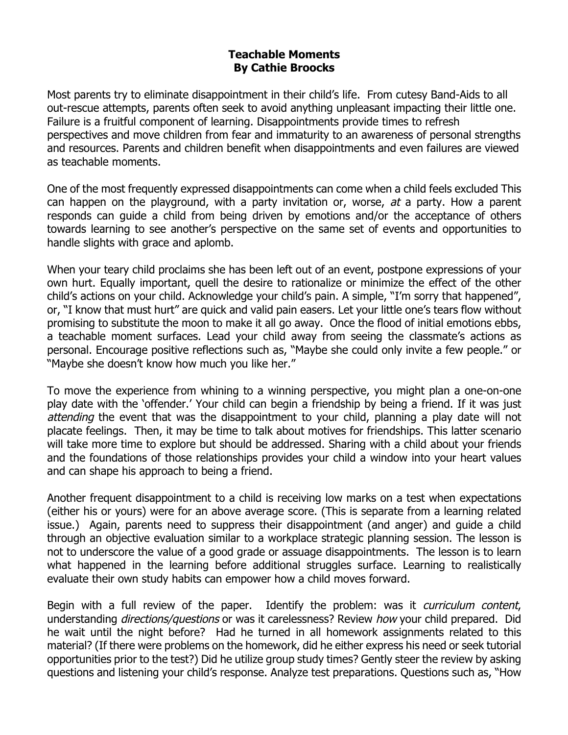**Teachable Moments**
**By Cathie Broocks**

Most parents try to eliminate disappointment in their child's life. From cutesy Band-Aids to all out-rescue attempts, parents often seek to avoid anything unpleasant impacting their little one. Failure is a fruitful component of learning. Disappointments provide times to refresh perspectives and move children from fear and immaturity to an awareness of personal strengths and resources. Parents and children benefit when disappointments and even failures are viewed as teachable moments.

One of the most frequently expressed disappointments can come when a child feels excluded This can happen on the playground, with a party invitation or, worse, *at* a party. How a parent responds can guide a child from being driven by emotions and/or the acceptance of others towards learning to see another's perspective on the same set of events and opportunities to handle slights with grace and aplomb.

When your teary child proclaims she has been left out of an event, postpone expressions of your own hurt. Equally important, quell the desire to rationalize or minimize the effect of the other child's actions on your child. Acknowledge your child's pain. A simple, "I'm sorry that happened", or, "I know that must hurt" are quick and valid pain easers. Let your little one's tears flow without promising to substitute the moon to make it all go away. Once the flood of initial emotions ebbs, a teachable moment surfaces. Lead your child away from seeing the classmate's actions as personal. Encourage positive reflections such as, "Maybe she could only invite a few people." or "Maybe she doesn't know how much you like her."

To move the experience from whining to a winning perspective, you might plan a one-on-one play date with the 'offender.' Your child can begin a friendship by being a friend. If it was just *attending* the event that was the disappointment to your child, planning a play date will not placate feelings. Then, it may be time to talk about motives for friendships. This latter scenario will take more time to explore but should be addressed. Sharing with a child about your friends and the foundations of those relationships provides your child a window into your heart values and can shape his approach to being a friend.

Another frequent disappointment to a child is receiving low marks on a test when expectations (either his or yours) were for an above average score. (This is separate from a learning related issue.) Again, parents need to suppress their disappointment (and anger) and guide a child through an objective evaluation similar to a workplace strategic planning session. The lesson is not to underscore the value of a good grade or assuage disappointments. The lesson is to learn what happened in the learning before additional struggles surface. Learning to realistically evaluate their own study habits can empower how a child moves forward.

Begin with a full review of the paper. Identify the problem: was it *curriculum content*, understanding *directions/questions* or was it carelessness? Review *how* your child prepared. Did he wait until the night before? Had he turned in all homework assignments related to this material? (If there were problems on the homework, did he either express his need or seek tutorial opportunities prior to the test?) Did he utilize group study times? Gently steer the review by asking questions and listening your child's response. Analyze test preparations. Questions such as, "How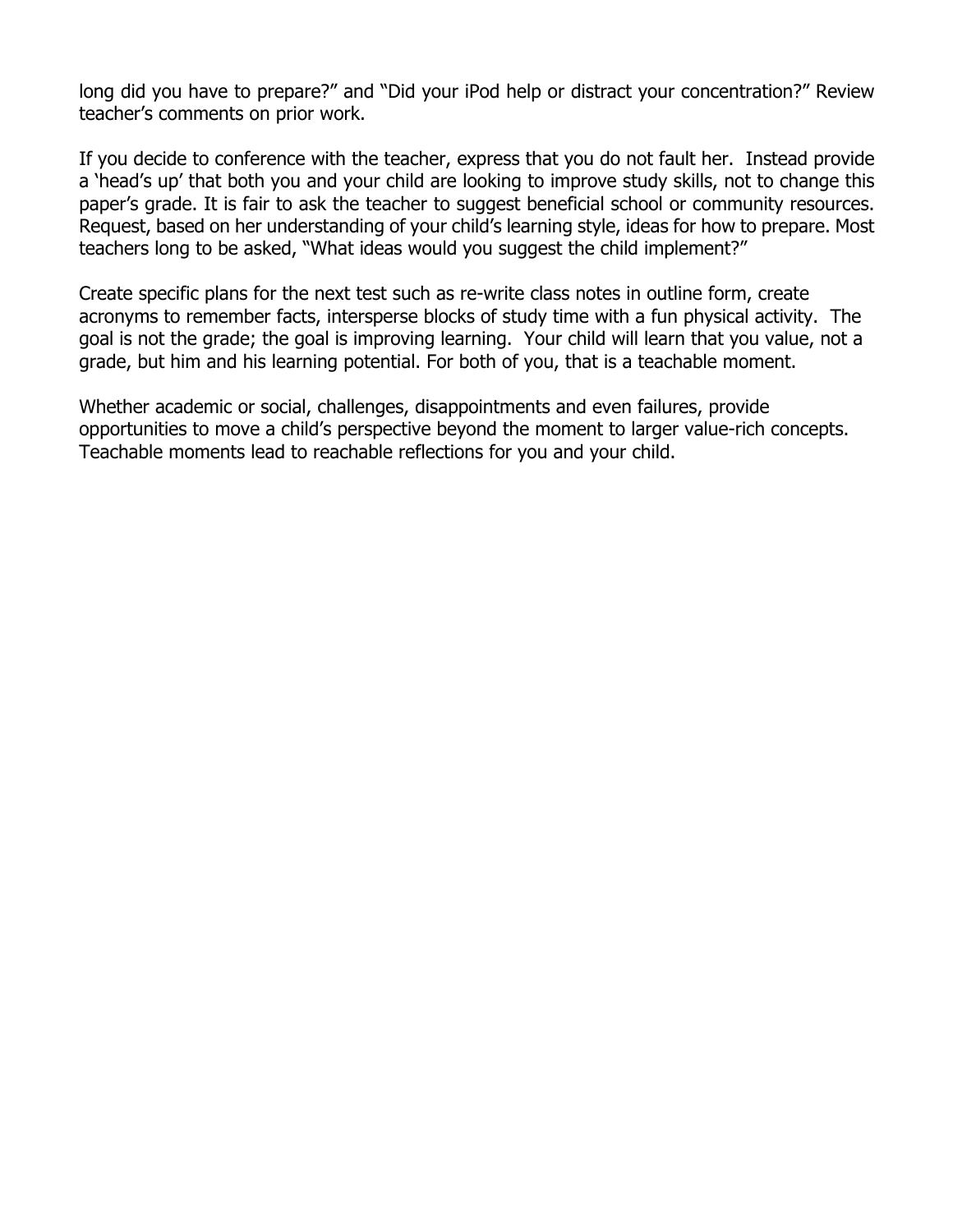long did you have to prepare?" and "Did your iPod help or distract your concentration?" Review teacher's comments on prior work.

If you decide to conference with the teacher, express that you do not fault her.  Instead provide a 'head's up' that both you and your child are looking to improve study skills, not to change this paper's grade. It is fair to ask the teacher to suggest beneficial school or community resources. Request, based on her understanding of your child's learning style, ideas for how to prepare. Most teachers long to be asked, "What ideas would you suggest the child implement?"

Create specific plans for the next test such as re-write class notes in outline form, create acronyms to remember facts, intersperse blocks of study time with a fun physical activity.  The goal is not the grade; the goal is improving learning.  Your child will learn that you value, not a grade, but him and his learning potential. For both of you, that is a teachable moment.

Whether academic or social, challenges, disappointments and even failures, provide opportunities to move a child's perspective beyond the moment to larger value-rich concepts. Teachable moments lead to reachable reflections for you and your child.